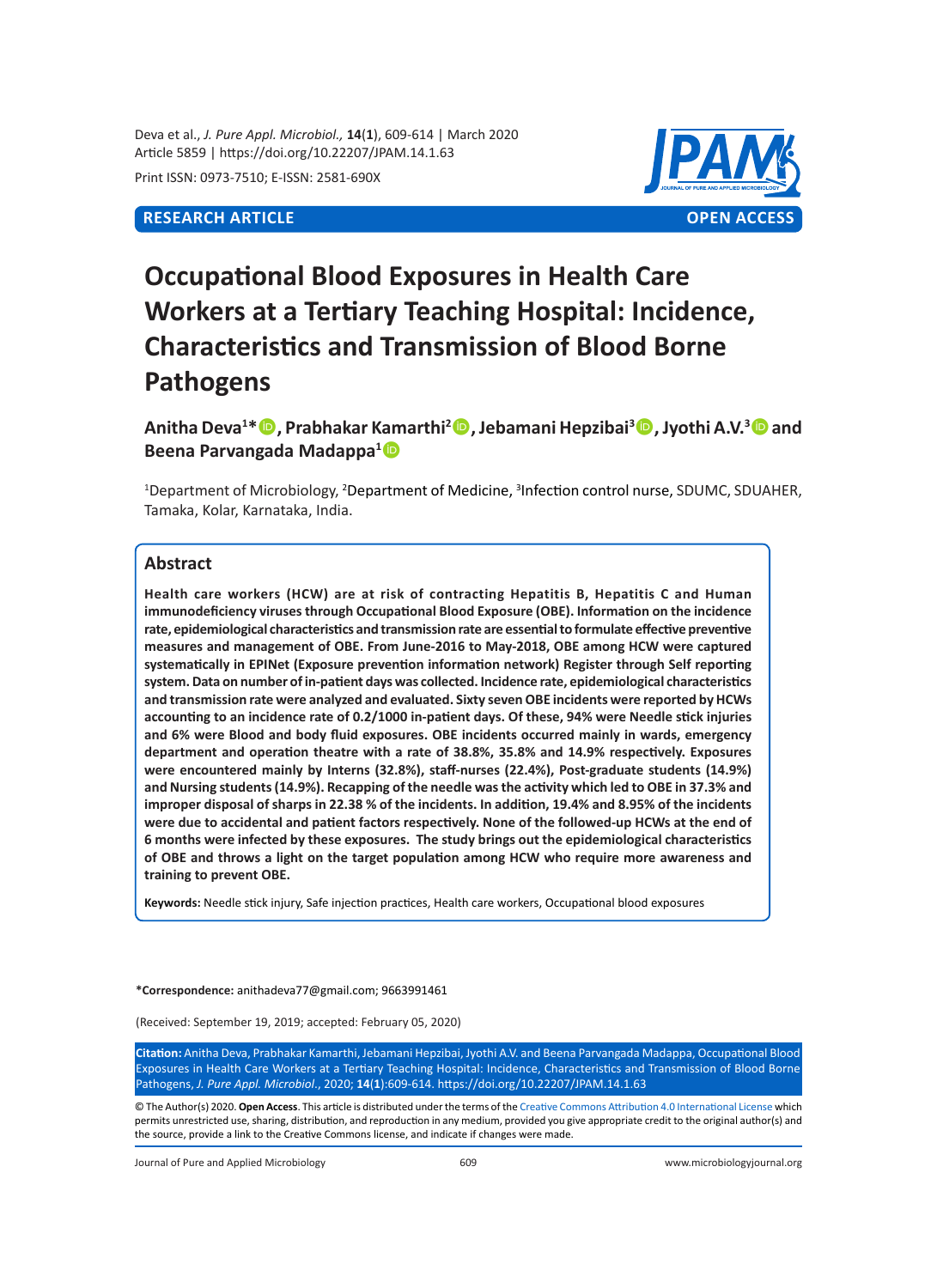RESEARCH ARTICLE | OPEN ACCESS

# Occupational Blood Exposures in Health Care Workers at a Tertiary Teaching Hospital: Incidence, Characteristics and Transmission of Blood Borne Pathogens

**Anitha Deva[1]*, Prabhakar Kamarthi[2], Jebamani Hepzibai[3], Jyothi A.V.[3] and Beena Parvangada Madappa[1]**

[1]Department of Microbiology, [2]Department of Medicine, [3]Infection control nurse, SDUMC, SDUAHER, Tamaka, Kolar, Karnataka, India.

## Abstract

**Health care workers (HCW) are at risk of contracting Hepatitis B, Hepatitis C and Human immunodeficiency viruses through Occupational Blood Exposure (OBE). Information on the incidence rate, epidemiological characteristics and transmission rate are essential to formulate effective preventive measures and management of OBE. From June-2016 to May-2018, OBE among HCW were captured systematically in EPINet (Exposure prevention information network) Register through Self reporting system. Data on number of in-patient days was collected. Incidence rate, epidemiological characteristics and transmission rate were analyzed and evaluated. Sixty seven OBE incidents were reported by HCWs accounting to an incidence rate of 0.2/1000 in-patient days. Of these, 94% were Needle stick injuries and 6% were Blood and body fluid exposures. OBE incidents occurred mainly in wards, emergency department and operation theatre with a rate of 38.8%, 35.8% and 14.9% respectively. Exposures were encountered mainly by Interns (32.8%), staff-nurses (22.4%), Post-graduate students (14.9%) and Nursing students (14.9%). Recapping of the needle was the activity which led to OBE in 37.3% and improper disposal of sharps in 22.38 % of the incidents. In addition, 19.4% and 8.95% of the incidents were due to accidental and patient factors respectively. None of the followed-up HCWs at the end of 6 months were infected by these exposures. The study brings out the epidemiological characteristics of OBE and throws a light on the target population among HCW who require more awareness and training to prevent OBE.**

**Keywords:** Needle stick injury, Safe injection practices, Health care workers, Occupational blood exposures

**\*Correspondence:** anithadeva77@gmail.com; 9663991461

(Received: September 19, 2019; accepted: February 05, 2020)

**Citation:** Anitha Deva, Prabhakar Kamarthi, Jebamani Hepzibai, Jyothi A.V. and Beena Parvangada Madappa, Occupational Blood Exposures in Health Care Workers at a Tertiary Teaching Hospital: Incidence, Characteristics and Transmission of Blood Borne Pathogens, *J. Pure Appl. Microbiol.*, 2020; **14**(**1**):609-614. https://doi.org/10.22207/JPAM.14.1.63

© The Author(s) 2020. **Open Access**. This article is distributed under the terms of the Creative Commons Attribution 4.0 International License which permits unrestricted use, sharing, distribution, and reproduction in any medium, provided you give appropriate credit to the original author(s) and the source, provide a link to the Creative Commons license, and indicate if changes were made.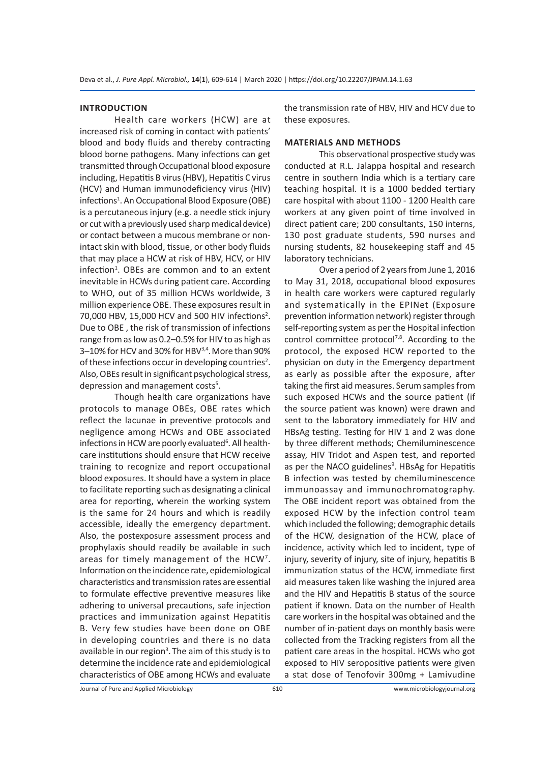## INTRODUCTION

Health care workers (HCW) are at increased risk of coming in contact with patients' blood and body fluids and thereby contracting blood borne pathogens. Many infections can get transmitted through Occupational blood exposure including, Hepatitis B virus (HBV), Hepatitis C virus (HCV) and Human immunodeficiency virus (HIV) infections[1]. An Occupational Blood Exposure (OBE) is a percutaneous injury (e.g. a needle stick injury or cut with a previously used sharp medical device) or contact between a mucous membrane or non-intact skin with blood, tissue, or other body fluids that may place a HCW at risk of HBV, HCV, or HIV infection[1]. OBEs are common and to an extent inevitable in HCWs during patient care. According to WHO, out of 35 million HCWs worldwide, 3 million experience OBE. These exposures result in 70,000 HBV, 15,000 HCV and 500 HIV infections[2]. Due to OBE , the risk of transmission of infections range from as low as 0.2–0.5% for HIV to as high as 3–10% for HCV and 30% for HBV[3,4]. More than 90% of these infections occur in developing countries[2]. Also, OBEs result in significant psychological stress, depression and management costs[5].

Though health care organizations have protocols to manage OBEs, OBE rates which reflect the lacunae in preventive protocols and negligence among HCWs and OBE associated infections in HCW are poorly evaluated[6]. All health-care institutions should ensure that HCW receive training to recognize and report occupational blood exposures. It should have a system in place to facilitate reporting such as designating a clinical area for reporting, wherein the working system is the same for 24 hours and which is readily accessible, ideally the emergency department. Also, the postexposure assessment process and prophylaxis should readily be available in such areas for timely management of the HCW[7]. Information on the incidence rate, epidemiological characteristics and transmission rates are essential to formulate effective preventive measures like adhering to universal precautions, safe injection practices and immunization against Hepatitis B. Very few studies have been done on OBE in developing countries and there is no data available in our region[3]. The aim of this study is to determine the incidence rate and epidemiological characteristics of OBE among HCWs and evaluate the transmission rate of HBV, HIV and HCV due to these exposures.

## MATERIALS AND METHODS

This observational prospective study was conducted at R.L. Jalappa hospital and research centre in southern India which is a tertiary care teaching hospital. It is a 1000 bedded tertiary care hospital with about 1100 - 1200 Health care workers at any given point of time involved in direct patient care; 200 consultants, 150 interns, 130 post graduate students, 590 nurses and nursing students, 82 housekeeping staff and 45 laboratory technicians.

Over a period of 2 years from June 1, 2016 to May 31, 2018, occupational blood exposures in health care workers were captured regularly and systematically in the EPINet (Exposure prevention information network) register through self-reporting system as per the Hospital infection control committee protocol[7,8]. According to the protocol, the exposed HCW reported to the physician on duty in the Emergency department as early as possible after the exposure, after taking the first aid measures. Serum samples from such exposed HCWs and the source patient (if the source patient was known) were drawn and sent to the laboratory immediately for HIV and HBsAg testing. Testing for HIV 1 and 2 was done by three different methods; Chemiluminescence assay, HIV Tridot and Aspen test, and reported as per the NACO guidelines[9]. HBsAg for Hepatitis B infection was tested by chemiluminescence immunoassay and immunochromatography. The OBE incident report was obtained from the exposed HCW by the infection control team which included the following; demographic details of the HCW, designation of the HCW, place of incidence, activity which led to incident, type of injury, severity of injury, site of injury, hepatitis B immunization status of the HCW, immediate first aid measures taken like washing the injured area and the HIV and Hepatitis B status of the source patient if known. Data on the number of Health care workers in the hospital was obtained and the number of in-patient days on monthly basis were collected from the Tracking registers from all the patient care areas in the hospital. HCWs who got exposed to HIV seropositive patients were given a stat dose of Tenofovir 300mg + Lamivudine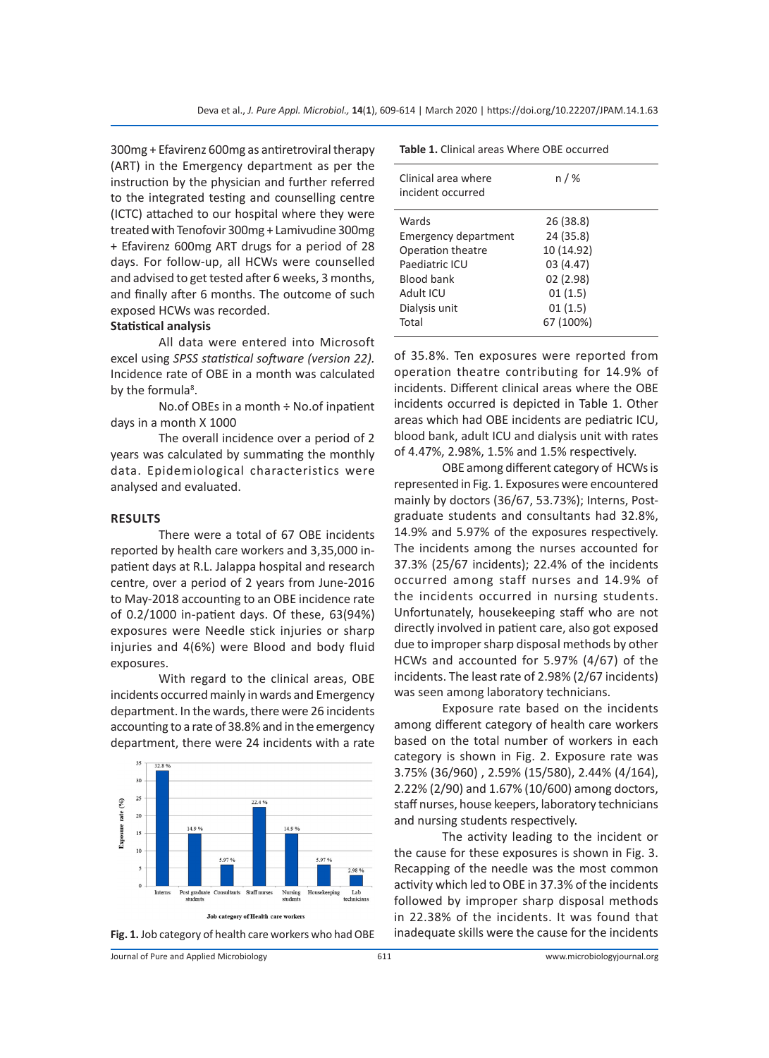300mg + Efavirenz 600mg as antiretroviral therapy (ART) in the Emergency department as per the instruction by the physician and further referred to the integrated testing and counselling centre (ICTC) attached to our hospital where they were treated with Tenofovir 300mg + Lamivudine 300mg + Efavirenz 600mg ART drugs for a period of 28 days. For follow-up, all HCWs were counselled and advised to get tested after 6 weeks, 3 months, and finally after 6 months. The outcome of such exposed HCWs was recorded.

**Statistical analysis**

All data were entered into Microsoft excel using *SPSS statistical software (version 22).* Incidence rate of OBE in a month was calculated by the formula[8].

No.of OBEs in a month ÷ No.of inpatient days in a month X 1000

The overall incidence over a period of 2 years was calculated by summating the monthly data. Epidemiological characteristics were analysed and evaluated.

## RESULTS

There were a total of 67 OBE incidents reported by health care workers and 3,35,000 in-patient days at R.L. Jalappa hospital and research centre, over a period of 2 years from June-2016 to May-2018 accounting to an OBE incidence rate of 0.2/1000 in-patient days. Of these, 63(94%) exposures were Needle stick injuries or sharp injuries and 4(6%) were Blood and body fluid exposures.

With regard to the clinical areas, OBE incidents occurred mainly in wards and Emergency department. In the wards, there were 26 incidents accounting to a rate of 38.8% and in the emergency department, there were 24 incidents with a rate of 35.8%. Ten exposures were reported from operation theatre contributing for 14.9% of incidents. Different clinical areas where the OBE incidents occurred is depicted in Table 1. Other areas which had OBE incidents are pediatric ICU, blood bank, adult ICU and dialysis unit with rates of 4.47%, 2.98%, 1.5% and 1.5% respectively.

**Table 1.** Clinical areas Where OBE occurred

| Clinical area where incident occurred | n / % |
|---|---|
| Wards | 26 (38.8) |
| Emergency department | 24 (35.8) |
| Operation theatre | 10 (14.92) |
| Paediatric ICU | 03 (4.47) |
| Blood bank | 02 (2.98) |
| Adult ICU | 01 (1.5) |
| Dialysis unit | 01 (1.5) |
| Total | 67 (100%) |

**Fig. 1.** Job category of health care workers who had OBE

OBE among different category of HCWs is represented in Fig. 1. Exposures were encountered mainly by doctors (36/67, 53.73%); Interns, Post-graduate students and consultants had 32.8%, 14.9% and 5.97% of the exposures respectively. The incidents among the nurses accounted for 37.3% (25/67 incidents); 22.4% of the incidents occurred among staff nurses and 14.9% of the incidents occurred in nursing students. Unfortunately, housekeeping staff who are not directly involved in patient care, also got exposed due to improper sharp disposal methods by other HCWs and accounted for 5.97% (4/67) of the incidents. The least rate of 2.98% (2/67 incidents) was seen among laboratory technicians.

Exposure rate based on the incidents among different category of health care workers based on the total number of workers in each category is shown in Fig. 2. Exposure rate was 3.75% (36/960) , 2.59% (15/580), 2.44% (4/164), 2.22% (2/90) and 1.67% (10/600) among doctors, staff nurses, house keepers, laboratory technicians and nursing students respectively.

The activity leading to the incident or the cause for these exposures is shown in Fig. 3. Recapping of the needle was the most common activity which led to OBE in 37.3% of the incidents followed by improper sharp disposal methods in 22.38% of the incidents. It was found that inadequate skills were the cause for the incidents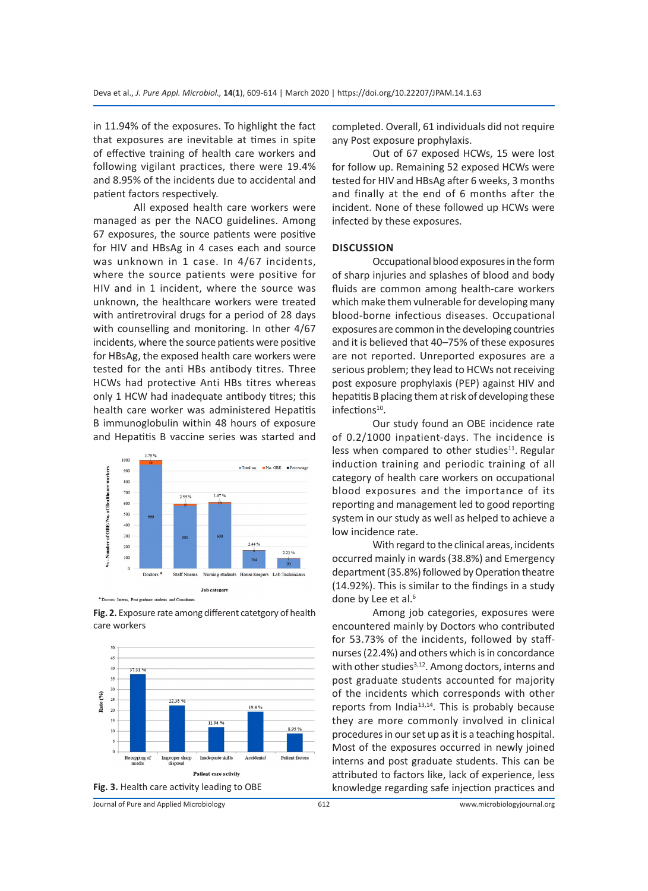in 11.94% of the exposures. To highlight the fact that exposures are inevitable at times in spite of effective training of health care workers and following vigilant practices, there were 19.4% and 8.95% of the incidents due to accidental and patient factors respectively.

All exposed health care workers were managed as per the NACO guidelines. Among 67 exposures, the source patients were positive for HIV and HBsAg in 4 cases each and source was unknown in 1 case. In 4/67 incidents, where the source patients were positive for HIV and in 1 incident, where the source was unknown, the healthcare workers were treated with antiretroviral drugs for a period of 28 days with counselling and monitoring. In other 4/67 incidents, where the source patients were positive for HBsAg, the exposed health care workers were tested for the anti HBs antibody titres. Three HCWs had protective Anti HBs titres whereas only 1 HCW had inadequate antibody titres; this health care worker was administered Hepatitis B immunoglobulin within 48 hours of exposure and Hepatitis B vaccine series was started and completed. Overall, 61 individuals did not require any Post exposure prophylaxis.

Fig. 2. Exposure rate among different catetgory of health care workers

Fig. 3. Health care activity leading to OBE

Out of 67 exposed HCWs, 15 were lost for follow up. Remaining 52 exposed HCWs were tested for HIV and HBsAg after 6 weeks, 3 months and finally at the end of 6 months after the incident. None of these followed up HCWs were infected by these exposures.

## DISCUSSION

Occupational blood exposures in the form of sharp injuries and splashes of blood and body fluids are common among health-care workers which make them vulnerable for developing many blood-borne infectious diseases. Occupational exposures are common in the developing countries and it is believed that 40–75% of these exposures are not reported. Unreported exposures are a serious problem; they lead to HCWs not receiving post exposure prophylaxis (PEP) against HIV and hepatitis B placing them at risk of developing these infections[10].

Our study found an OBE incidence rate of 0.2/1000 inpatient-days. The incidence is less when compared to other studies[11]. Regular induction training and periodic training of all category of health care workers on occupational blood exposures and the importance of its reporting and management led to good reporting system in our study as well as helped to achieve a low incidence rate.

With regard to the clinical areas, incidents occurred mainly in wards (38.8%) and Emergency department (35.8%) followed by Operation theatre (14.92%). This is similar to the findings in a study done by Lee et al.[6]

Among job categories, exposures were encountered mainly by Doctors who contributed for 53.73% of the incidents, followed by staff-nurses (22.4%) and others which is in concordance with other studies[3,12]. Among doctors, interns and post graduate students accounted for majority of the incidents which corresponds with other reports from India[13,14]. This is probably because they are more commonly involved in clinical procedures in our set up as it is a teaching hospital. Most of the exposures occurred in newly joined interns and post graduate students. This can be attributed to factors like, lack of experience, less knowledge regarding safe injection practices and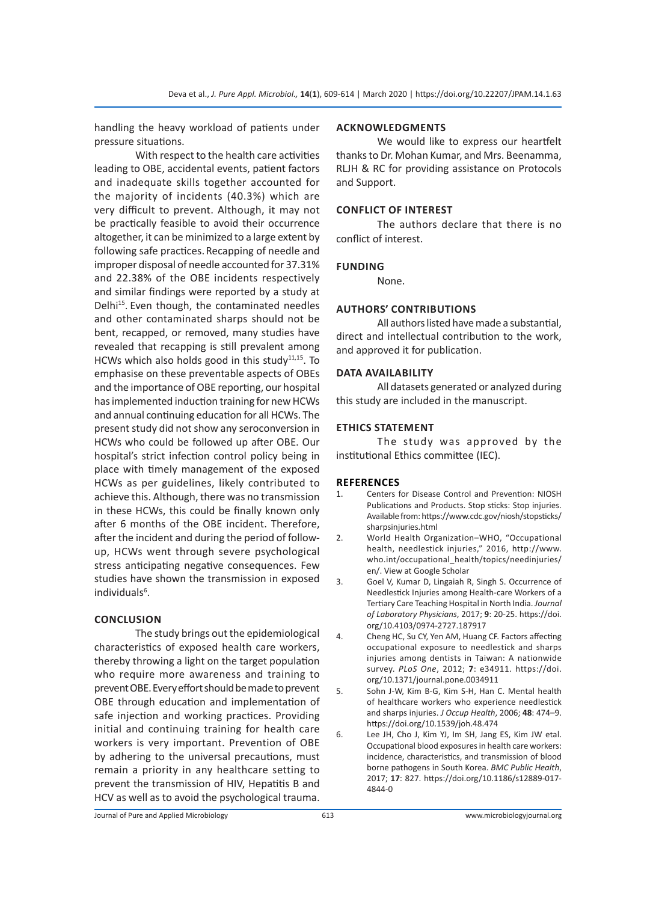handling the heavy workload of patients under pressure situations.

With respect to the health care activities leading to OBE, accidental events, patient factors and inadequate skills together accounted for the majority of incidents (40.3%) which are very difficult to prevent. Although, it may not be practically feasible to avoid their occurrence altogether, it can be minimized to a large extent by following safe practices. Recapping of needle and improper disposal of needle accounted for 37.31% and 22.38% of the OBE incidents respectively and similar findings were reported by a study at Delhi[15]. Even though, the contaminated needles and other contaminated sharps should not be bent, recapped, or removed, many studies have revealed that recapping is still prevalent among HCWs which also holds good in this study[11,15]. To emphasise on these preventable aspects of OBEs and the importance of OBE reporting, our hospital has implemented induction training for new HCWs and annual continuing education for all HCWs. The present study did not show any seroconversion in HCWs who could be followed up after OBE. Our hospital's strict infection control policy being in place with timely management of the exposed HCWs as per guidelines, likely contributed to achieve this. Although, there was no transmission in these HCWs, this could be finally known only after 6 months of the OBE incident. Therefore, after the incident and during the period of follow-up, HCWs went through severe psychological stress anticipating negative consequences. Few studies have shown the transmission in exposed individuals[6].

## CONCLUSION

The study brings out the epidemiological characteristics of exposed health care workers, thereby throwing a light on the target population who require more awareness and training to prevent OBE. Every effort should be made to prevent OBE through education and implementation of safe injection and working practices. Providing initial and continuing training for health care workers is very important. Prevention of OBE by adhering to the universal precautions, must remain a priority in any healthcare setting to prevent the transmission of HIV, Hepatitis B and HCV as well as to avoid the psychological trauma.

## ACKNOWLEDGMENTS

We would like to express our heartfelt thanks to Dr. Mohan Kumar, and Mrs. Beenamma, RLJH & RC for providing assistance on Protocols and Support.

## CONFLICT OF INTEREST

The authors declare that there is no conflict of interest.

## FUNDING

None.

## AUTHORS' CONTRIBUTIONS

All authors listed have made a substantial, direct and intellectual contribution to the work, and approved it for publication.

## DATA AVAILABILITY

All datasets generated or analyzed during this study are included in the manuscript.

## ETHICS STATEMENT

The study was approved by the institutional Ethics committee (IEC).

## REFERENCES

1. Centers for Disease Control and Prevention: NIOSH Publications and Products. Stop sticks: Stop injuries. Available from: https://www.cdc.gov/niosh/stopsticks/sharpsinjuries.html
2. World Health Organization–WHO, "Occupational health, needlestick injuries," 2016, http://www.who.int/occupational_health/topics/needinjuries/en/. View at Google Scholar
3. Goel V, Kumar D, Lingaiah R, Singh S. Occurrence of Needlestick Injuries among Health-care Workers of a Tertiary Care Teaching Hospital in North India. *Journal of Laboratory Physicians*, 2017; **9**: 20-25. https://doi.org/10.4103/0974-2727.187917
4. Cheng HC, Su CY, Yen AM, Huang CF. Factors affecting occupational exposure to needlestick and sharps injuries among dentists in Taiwan: A nationwide survey. *PLoS One*, 2012; **7**: e34911. https://doi.org/10.1371/journal.pone.0034911
5. Sohn J-W, Kim B-G, Kim S-H, Han C. Mental health of healthcare workers who experience needlestick and sharps injuries. *J Occup Health*, 2006; **48**: 474–9. https://doi.org/10.1539/joh.48.474
6. Lee JH, Cho J, Kim YJ, Im SH, Jang ES, Kim JW etal. Occupational blood exposures in health care workers: incidence, characteristics, and transmission of blood borne pathogens in South Korea. *BMC Public Health*, 2017; **17**: 827. https://doi.org/10.1186/s12889-017-4844-0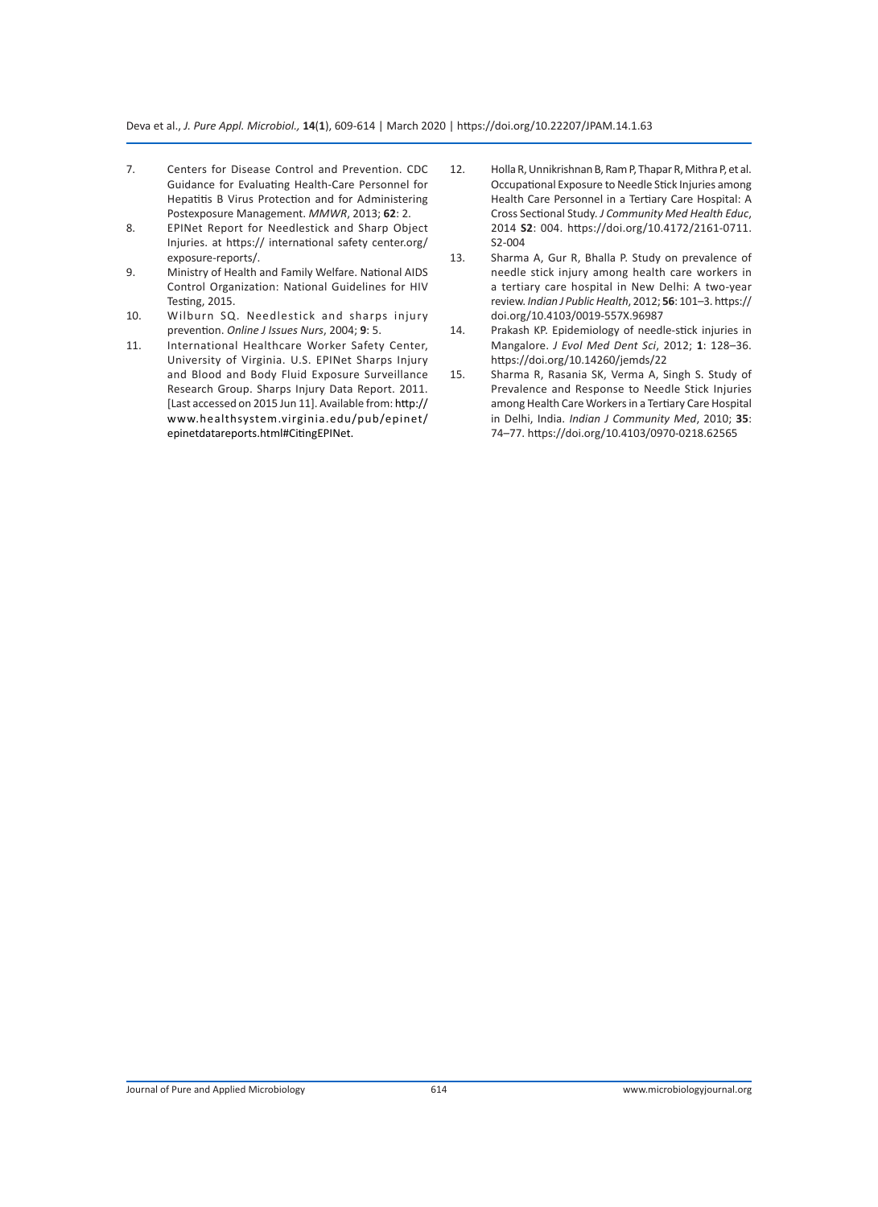7. Centers for Disease Control and Prevention. CDC Guidance for Evaluating Health-Care Personnel for Hepatitis B Virus Protection and for Administering Postexposure Management. *MMWR*, 2013; **62**: 2.
8. EPINet Report for Needlestick and Sharp Object Injuries. at https:// international safety center.org/ exposure-reports/.
9. Ministry of Health and Family Welfare. National AIDS Control Organization: National Guidelines for HIV Testing, 2015.
10. Wilburn SQ. Needlestick and sharps injury prevention. *Online J Issues Nurs*, 2004; **9**: 5.
11. International Healthcare Worker Safety Center, University of Virginia. U.S. EPINet Sharps Injury and Blood and Body Fluid Exposure Surveillance Research Group. Sharps Injury Data Report. 2011. [Last accessed on 2015 Jun 11]. Available from: http://www.healthsystem.virginia.edu/pub/epinet/epinetdatareports.html#CitingEPINet.
12. Holla R, Unnikrishnan B, Ram P, Thapar R, Mithra P, et al. Occupational Exposure to Needle Stick Injuries among Health Care Personnel in a Tertiary Care Hospital: A Cross Sectional Study. *J Community Med Health Educ*, 2014 **S2**: 004. https://doi.org/10.4172/2161-0711.S2-004
13. Sharma A, Gur R, Bhalla P. Study on prevalence of needle stick injury among health care workers in a tertiary care hospital in New Delhi: A two-year review. *Indian J Public Health*, 2012; **56**: 101–3. https://doi.org/10.4103/0019-557X.96987
14. Prakash KP. Epidemiology of needle-stick injuries in Mangalore. *J Evol Med Dent Sci*, 2012; **1**: 128–36. https://doi.org/10.14260/jemds/22
15. Sharma R, Rasania SK, Verma A, Singh S. Study of Prevalence and Response to Needle Stick Injuries among Health Care Workers in a Tertiary Care Hospital in Delhi, India. *Indian J Community Med*, 2010; **35**: 74–77. https://doi.org/10.4103/0970-0218.62565